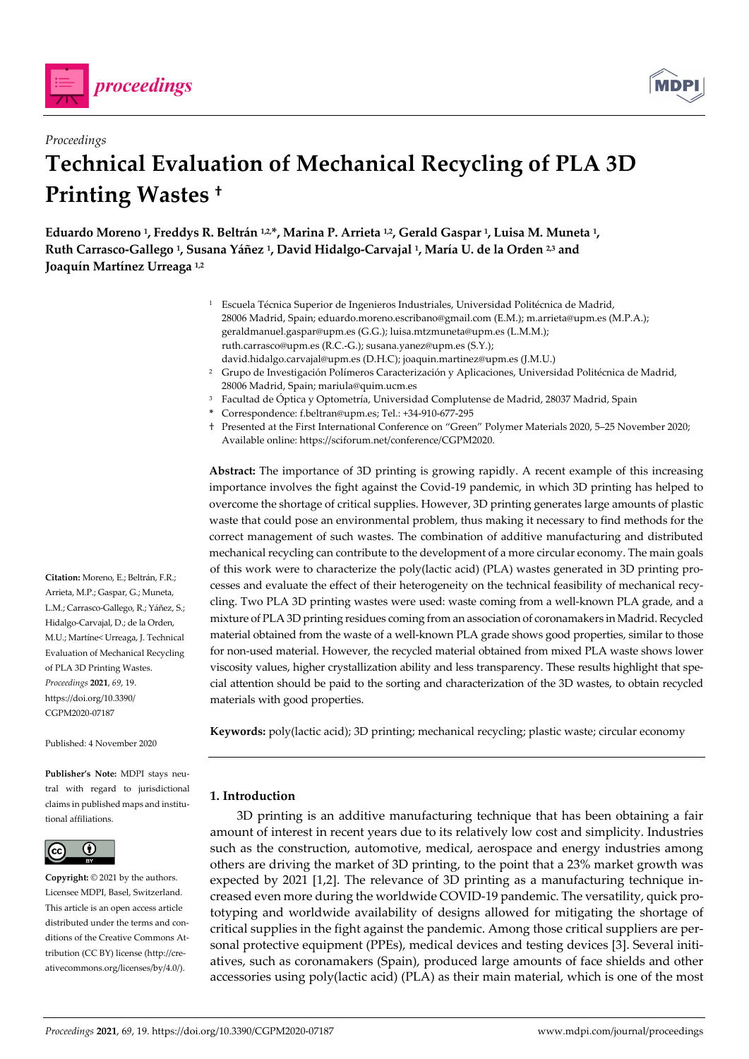*Proceedings*

# Technical Evaluation of Mechanical Recycling of PLA 3D Printing Wastes †

**Eduardo Moreno [1], Freddys R. Beltrán [1,2,*], Marina P. Arrieta [1,2], Gerald Gaspar [1], Luisa M. Muneta [1], Ruth Carrasco-Gallego [1], Susana Yáñez [1], David Hidalgo-Carvajal [1], María U. de la Orden [2,3] and Joaquín Martínez Urreaga [1,2]**

[1] Escuela Técnica Superior de Ingenieros Industriales, Universidad Politécnica de Madrid, 28006 Madrid, Spain; eduardo.moreno.escribano@gmail.com (E.M.); m.arrieta@upm.es (M.P.A.); geraldmanuel.gaspar@upm.es (G.G.); luisa.mtzmuneta@upm.es (L.M.M.); ruth.carrasco@upm.es (R.C.-G.); susana.yanez@upm.es (S.Y.); david.hidalgo.carvajal@upm.es (D.H.C); joaquin.martinez@upm.es (J.M.U.)

[2] Grupo de Investigación Polímeros Caracterización y Aplicaciones, Universidad Politécnica de Madrid, 28006 Madrid, Spain; mariula@quim.ucm.es

[3] Facultad de Óptica y Optometría, Universidad Complutense de Madrid, 28037 Madrid, Spain

\* Correspondence: f.beltran@upm.es; Tel.: +34-910-677-295

† Presented at the First International Conference on "Green" Polymer Materials 2020, 5–25 November 2020; Available online: https://sciforum.net/conference/CGPM2020.

**Abstract:** The importance of 3D printing is growing rapidly. A recent example of this increasing importance involves the fight against the Covid-19 pandemic, in which 3D printing has helped to overcome the shortage of critical supplies. However, 3D printing generates large amounts of plastic waste that could pose an environmental problem, thus making it necessary to find methods for the correct management of such wastes. The combination of additive manufacturing and distributed mechanical recycling can contribute to the development of a more circular economy. The main goals of this work were to characterize the poly(lactic acid) (PLA) wastes generated in 3D printing processes and evaluate the effect of their heterogeneity on the technical feasibility of mechanical recycling. Two PLA 3D printing wastes were used: waste coming from a well-known PLA grade, and a mixture of PLA 3D printing residues coming from an association of coronamakers in Madrid. Recycled material obtained from the waste of a well-known PLA grade shows good properties, similar to those for non-used material. However, the recycled material obtained from mixed PLA waste shows lower viscosity values, higher crystallization ability and less transparency. These results highlight that special attention should be paid to the sorting and characterization of the 3D wastes, to obtain recycled materials with good properties.

**Keywords:** poly(lactic acid); 3D printing; mechanical recycling; plastic waste; circular economy

**Citation:** Moreno, E.; Beltrán, F.R.; Arrieta, M.P.; Gaspar, G.; Muneta, L.M.; Carrasco-Gallego, R.; Yáñez, S.; Hidalgo-Carvajal, D.; de la Orden, M.U.; Martíne< Urreaga, J. Technical Evaluation of Mechanical Recycling of PLA 3D Printing Wastes. *Proceedings* **2021**, *69*, 19. https://doi.org/10.3390/CGPM2020-07187

Published: 4 November 2020

**Publisher's Note:** MDPI stays neutral with regard to jurisdictional claims in published maps and institutional affiliations.

**Copyright:** © 2021 by the authors. Licensee MDPI, Basel, Switzerland. This article is an open access article distributed under the terms and conditions of the Creative Commons Attribution (CC BY) license (http://creativecommons.org/licenses/by/4.0/).

## 1. Introduction

3D printing is an additive manufacturing technique that has been obtaining a fair amount of interest in recent years due to its relatively low cost and simplicity. Industries such as the construction, automotive, medical, aerospace and energy industries among others are driving the market of 3D printing, to the point that a 23% market growth was expected by 2021 [1,2]. The relevance of 3D printing as a manufacturing technique increased even more during the worldwide COVID-19 pandemic. The versatility, quick prototyping and worldwide availability of designs allowed for mitigating the shortage of critical supplies in the fight against the pandemic. Among those critical suppliers are personal protective equipment (PPEs), medical devices and testing devices [3]. Several initiatives, such as coronamakers (Spain), produced large amounts of face shields and other accessories using poly(lactic acid) (PLA) as their main material, which is one of the most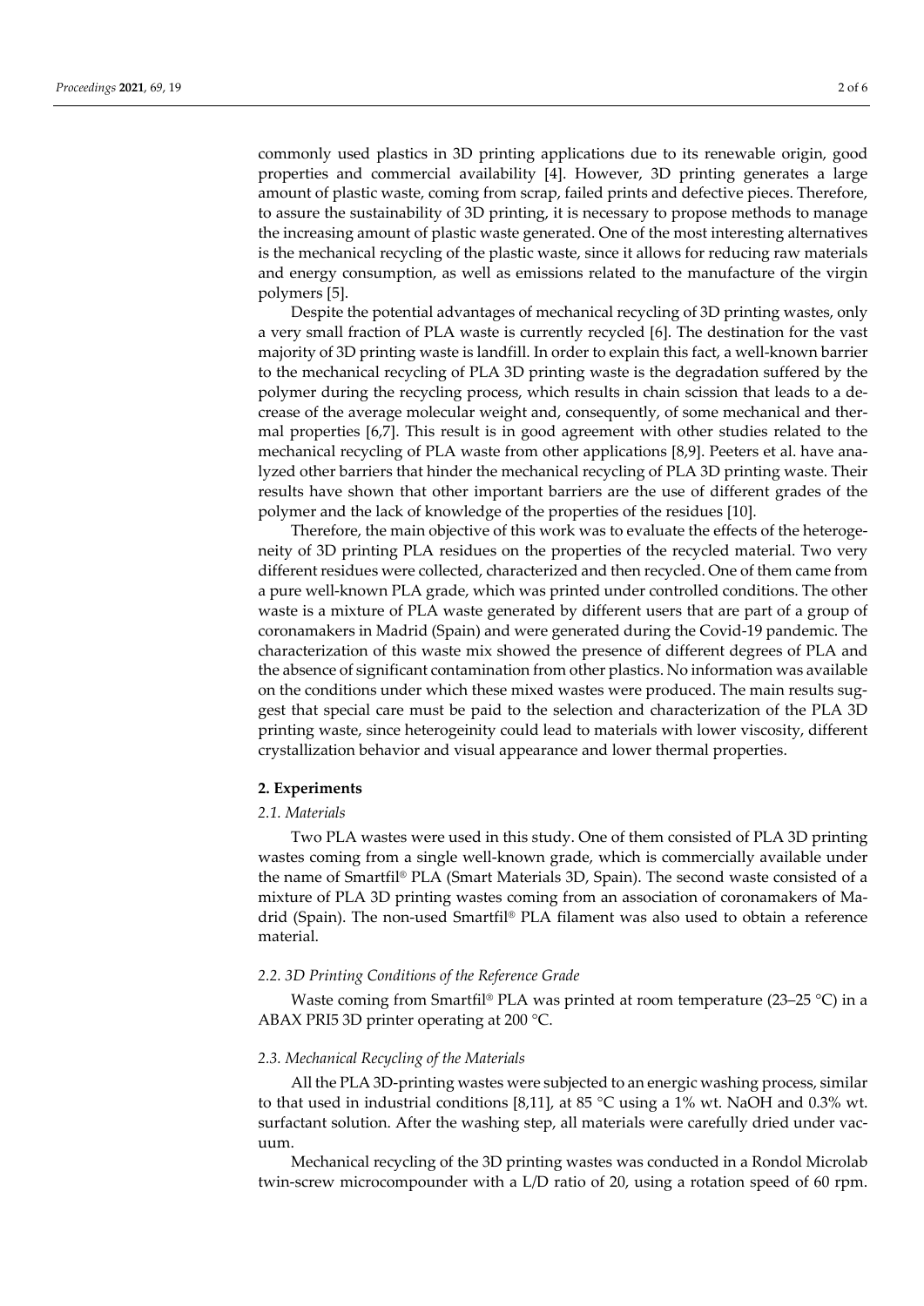commonly used plastics in 3D printing applications due to its renewable origin, good properties and commercial availability [4]. However, 3D printing generates a large amount of plastic waste, coming from scrap, failed prints and defective pieces. Therefore, to assure the sustainability of 3D printing, it is necessary to propose methods to manage the increasing amount of plastic waste generated. One of the most interesting alternatives is the mechanical recycling of the plastic waste, since it allows for reducing raw materials and energy consumption, as well as emissions related to the manufacture of the virgin polymers [5].

Despite the potential advantages of mechanical recycling of 3D printing wastes, only a very small fraction of PLA waste is currently recycled [6]. The destination for the vast majority of 3D printing waste is landfill. In order to explain this fact, a well-known barrier to the mechanical recycling of PLA 3D printing waste is the degradation suffered by the polymer during the recycling process, which results in chain scission that leads to a decrease of the average molecular weight and, consequently, of some mechanical and thermal properties [6,7]. This result is in good agreement with other studies related to the mechanical recycling of PLA waste from other applications [8,9]. Peeters et al. have analyzed other barriers that hinder the mechanical recycling of PLA 3D printing waste. Their results have shown that other important barriers are the use of different grades of the polymer and the lack of knowledge of the properties of the residues [10].

Therefore, the main objective of this work was to evaluate the effects of the heterogeneity of 3D printing PLA residues on the properties of the recycled material. Two very different residues were collected, characterized and then recycled. One of them came from a pure well-known PLA grade, which was printed under controlled conditions. The other waste is a mixture of PLA waste generated by different users that are part of a group of coronamakers in Madrid (Spain) and were generated during the Covid-19 pandemic. The characterization of this waste mix showed the presence of different degrees of PLA and the absence of significant contamination from other plastics. No information was available on the conditions under which these mixed wastes were produced. The main results suggest that special care must be paid to the selection and characterization of the PLA 3D printing waste, since heterogeinity could lead to materials with lower viscosity, different crystallization behavior and visual appearance and lower thermal properties.

## 2. Experiments

### 2.1. Materials

Two PLA wastes were used in this study. One of them consisted of PLA 3D printing wastes coming from a single well-known grade, which is commercially available under the name of Smartfil® PLA (Smart Materials 3D, Spain). The second waste consisted of a mixture of PLA 3D printing wastes coming from an association of coronamakers of Madrid (Spain). The non-used Smartfil® PLA filament was also used to obtain a reference material.

### 2.2. 3D Printing Conditions of the Reference Grade

Waste coming from Smartfil® PLA was printed at room temperature (23–25 °C) in a ABAX PRI5 3D printer operating at 200 °C.

### 2.3. Mechanical Recycling of the Materials

All the PLA 3D-printing wastes were subjected to an energic washing process, similar to that used in industrial conditions [8,11], at 85 °C using a 1% wt. NaOH and 0.3% wt. surfactant solution. After the washing step, all materials were carefully dried under vacuum.

Mechanical recycling of the 3D printing wastes was conducted in a Rondol Microlab twin-screw microcompounder with a L/D ratio of 20, using a rotation speed of 60 rpm.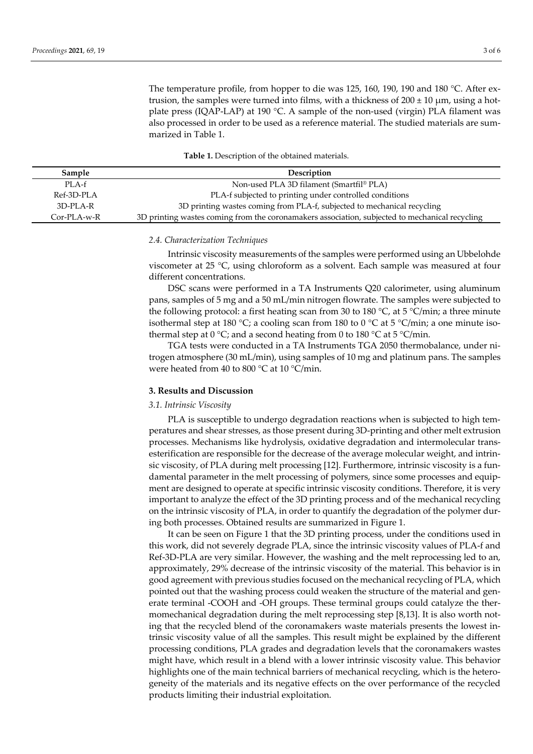The temperature profile, from hopper to die was 125, 160, 190, 190 and 180 °C. After extrusion, the samples were turned into films, with a thickness of 200 ± 10 μm, using a hot-plate press (IQAP-LAP) at 190 °C. A sample of the non-used (virgin) PLA filament was also processed in order to be used as a reference material. The studied materials are summarized in Table 1.

**Table 1.** Description of the obtained materials.

| Sample | Description |
| --- | --- |
| PLA-f | Non-used PLA 3D filament (Smartfil® PLA) |
| Ref-3D-PLA | PLA-f subjected to printing under controlled conditions |
| 3D-PLA-R | 3D printing wastes coming from PLA-f, subjected to mechanical recycling |
| Cor-PLA-w-R | 3D printing wastes coming from the coronamakers association, subjected to mechanical recycling |

### *2.4. Characterization Techniques*

Intrinsic viscosity measurements of the samples were performed using an Ubbelohde viscometer at 25 °C, using chloroform as a solvent. Each sample was measured at four different concentrations.

DSC scans were performed in a TA Instruments Q20 calorimeter, using aluminum pans, samples of 5 mg and a 50 mL/min nitrogen flowrate. The samples were subjected to the following protocol: a first heating scan from 30 to 180 °C, at 5 °C/min; a three minute isothermal step at 180 °C; a cooling scan from 180 to 0 °C at 5 °C/min; a one minute isothermal step at 0 °C; and a second heating from 0 to 180 °C at 5 °C/min.

TGA tests were conducted in a TA Instruments TGA 2050 thermobalance, under nitrogen atmosphere (30 mL/min), using samples of 10 mg and platinum pans. The samples were heated from 40 to 800 °C at 10 °C/min.

## **3. Results and Discussion**

### *3.1. Intrinsic Viscosity*

PLA is susceptible to undergo degradation reactions when is subjected to high temperatures and shear stresses, as those present during 3D-printing and other melt extrusion processes. Mechanisms like hydrolysis, oxidative degradation and intermolecular transesterification are responsible for the decrease of the average molecular weight, and intrinsic viscosity, of PLA during melt processing [12]. Furthermore, intrinsic viscosity is a fundamental parameter in the melt processing of polymers, since some processes and equipment are designed to operate at specific intrinsic viscosity conditions. Therefore, it is very important to analyze the effect of the 3D printing process and of the mechanical recycling on the intrinsic viscosity of PLA, in order to quantify the degradation of the polymer during both processes. Obtained results are summarized in Figure 1.

It can be seen on Figure 1 that the 3D printing process, under the conditions used in this work, did not severely degrade PLA, since the intrinsic viscosity values of PLA-f and Ref-3D-PLA are very similar. However, the washing and the melt reprocessing led to an, approximately, 29% decrease of the intrinsic viscosity of the material. This behavior is in good agreement with previous studies focused on the mechanical recycling of PLA, which pointed out that the washing process could weaken the structure of the material and generate terminal -COOH and -OH groups. These terminal groups could catalyze the thermomechanical degradation during the melt reprocessing step [8,13]. It is also worth noting that the recycled blend of the coronamakers waste materials presents the lowest intrinsic viscosity value of all the samples. This result might be explained by the different processing conditions, PLA grades and degradation levels that the coronamakers wastes might have, which result in a blend with a lower intrinsic viscosity value. This behavior highlights one of the main technical barriers of mechanical recycling, which is the heterogeneity of the materials and its negative effects on the over performance of the recycled products limiting their industrial exploitation.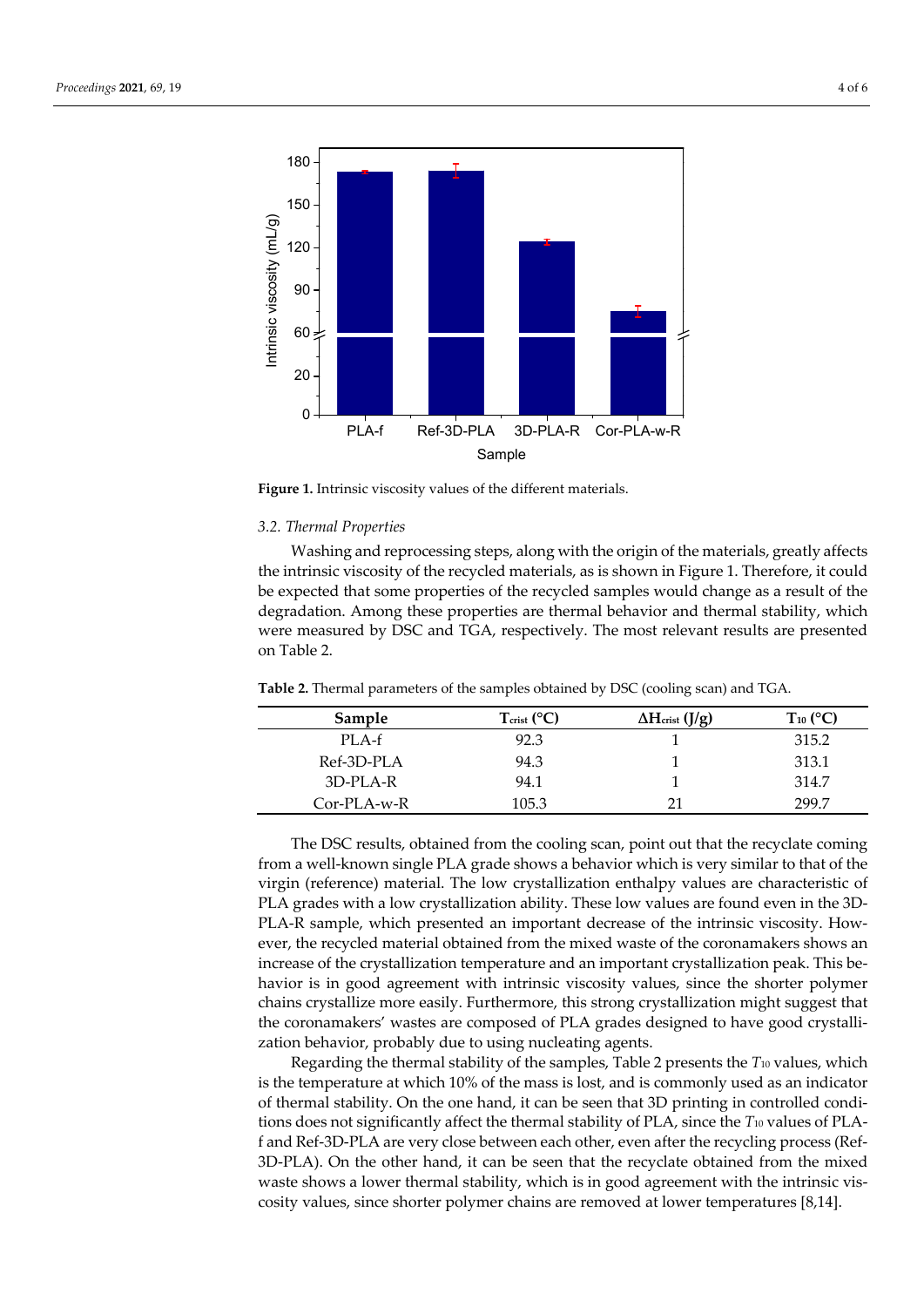Figure 1. Intrinsic viscosity values of the different materials.

### 3.2. Thermal Properties

Washing and reprocessing steps, along with the origin of the materials, greatly affects the intrinsic viscosity of the recycled materials, as is shown in Figure 1. Therefore, it could be expected that some properties of the recycled samples would change as a result of the degradation. Among these properties are thermal behavior and thermal stability, which were measured by DSC and TGA, respectively. The most relevant results are presented on Table 2.

**Table 2.** Thermal parameters of the samples obtained by DSC (cooling scan) and TGA.

| Sample | $T_{crist}$ (°C) | $\Delta H_{crist}$ (J/g) | $T_{10}$ (°C) |
|---|---|---|---|
| PLA-f | 92.3 | 1 | 315.2 |
| Ref-3D-PLA | 94.3 | 1 | 313.1 |
| 3D-PLA-R | 94.1 | 1 | 314.7 |
| Cor-PLA-w-R | 105.3 | 21 | 299.7 |

The DSC results, obtained from the cooling scan, point out that the recyclate coming from a well-known single PLA grade shows a behavior which is very similar to that of the virgin (reference) material. The low crystallization enthalpy values are characteristic of PLA grades with a low crystallization ability. These low values are found even in the 3D-PLA-R sample, which presented an important decrease of the intrinsic viscosity. However, the recycled material obtained from the mixed waste of the coronamakers shows an increase of the crystallization temperature and an important crystallization peak. This behavior is in good agreement with intrinsic viscosity values, since the shorter polymer chains crystallize more easily. Furthermore, this strong crystallization might suggest that the coronamakers' wastes are composed of PLA grades designed to have good crystallization behavior, probably due to using nucleating agents.

Regarding the thermal stability of the samples, Table 2 presents the $T_{10}$ values, which is the temperature at which 10% of the mass is lost, and is commonly used as an indicator of thermal stability. On the one hand, it can be seen that 3D printing in controlled conditions does not significantly affect the thermal stability of PLA, since the $T_{10}$ values of PLA-f and Ref-3D-PLA are very close between each other, even after the recycling process (Ref-3D-PLA). On the other hand, it can be seen that the recyclate obtained from the mixed waste shows a lower thermal stability, which is in good agreement with the intrinsic viscosity values, since shorter polymer chains are removed at lower temperatures [8,14].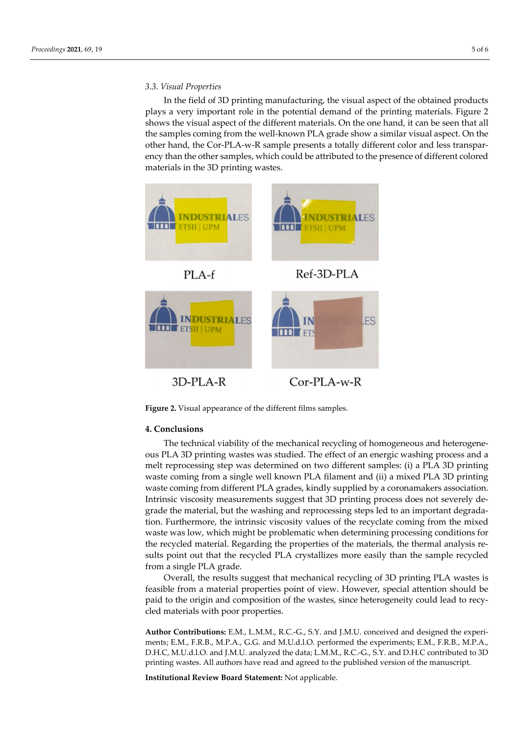### 3.3. Visual Properties

In the field of 3D printing manufacturing, the visual aspect of the obtained products plays a very important role in the potential demand of the printing materials. Figure 2 shows the visual aspect of the different materials. On the one hand, it can be seen that all the samples coming from the well-known PLA grade show a similar visual aspect. On the other hand, the Cor-PLA-w-R sample presents a totally different color and less transparency than the other samples, which could be attributed to the presence of different colored materials in the 3D printing wastes.

**Figure 2.** Visual appearance of the different films samples.

## 4. Conclusions

The technical viability of the mechanical recycling of homogeneous and heterogeneous PLA 3D printing wastes was studied. The effect of an energic washing process and a melt reprocessing step was determined on two different samples: (i) a PLA 3D printing waste coming from a single well known PLA filament and (ii) a mixed PLA 3D printing waste coming from different PLA grades, kindly supplied by a coronamakers association. Intrinsic viscosity measurements suggest that 3D printing process does not severely degrade the material, but the washing and reprocessing steps led to an important degradation. Furthermore, the intrinsic viscosity values of the recyclate coming from the mixed waste was low, which might be problematic when determining processing conditions for the recycled material. Regarding the properties of the materials, the thermal analysis results point out that the recycled PLA crystallizes more easily than the sample recycled from a single PLA grade.

Overall, the results suggest that mechanical recycling of 3D printing PLA wastes is feasible from a material properties point of view. However, special attention should be paid to the origin and composition of the wastes, since heterogeneity could lead to recycled materials with poor properties.

**Author Contributions:** E.M., L.M.M., R.C.-G., S.Y. and J.M.U. conceived and designed the experiments; E.M., F.R.B., M.P.A., G.G. and M.U.d.l.O. performed the experiments; E.M., F.R.B., M.P.A., D.H.C, M.U.d.l.O. and J.M.U. analyzed the data; L.M.M., R.C.-G., S.Y. and D.H.C contributed to 3D printing wastes. All authors have read and agreed to the published version of the manuscript.

**Institutional Review Board Statement:** Not applicable.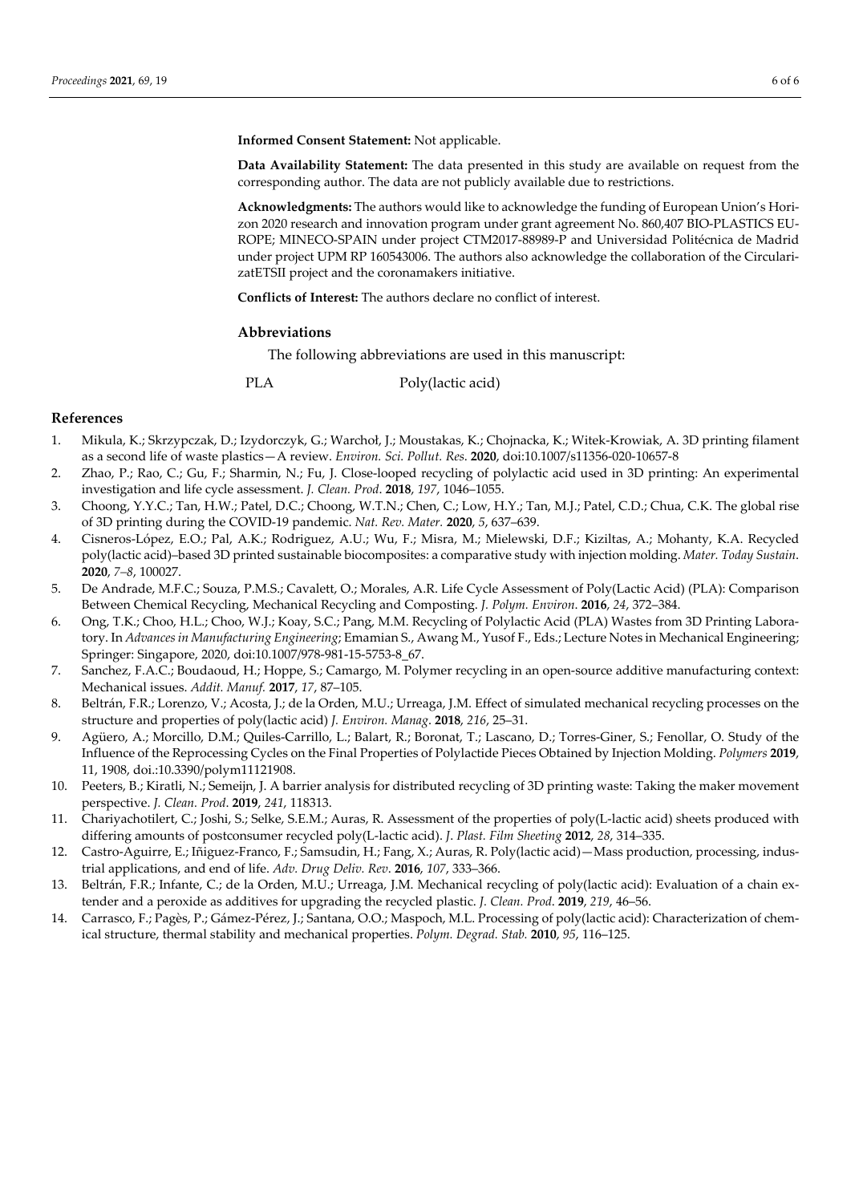**Informed Consent Statement:** Not applicable.

**Data Availability Statement:** The data presented in this study are available on request from the corresponding author. The data are not publicly available due to restrictions.

**Acknowledgments:** The authors would like to acknowledge the funding of European Union's Horizon 2020 research and innovation program under grant agreement No. 860,407 BIO-PLASTICS EUROPE; MINECO-SPAIN under project CTM2017-88989-P and Universidad Politécnica de Madrid under project UPM RP 160543006. The authors also acknowledge the collaboration of the CircularizatETSII project and the coronamakers initiative.

**Conflicts of Interest:** The authors declare no conflict of interest.

### Abbreviations

The following abbreviations are used in this manuscript:

| | |
|---|---|
| PLA | Poly(lactic acid) |

## References

1. Mikula, K.; Skrzypczak, D.; Izydorczyk, G.; Warchoł, J.; Moustakas, K.; Chojnacka, K.; Witek-Krowiak, A. 3D printing filament as a second life of waste plastics—A review. *Environ. Sci. Pollut. Res.* **2020**, doi:10.1007/s11356-020-10657-8
2. Zhao, P.; Rao, C.; Gu, F.; Sharmin, N.; Fu, J. Close-looped recycling of polylactic acid used in 3D printing: An experimental investigation and life cycle assessment. *J. Clean. Prod*. **2018**, *197*, 1046–1055.
3. Choong, Y.Y.C.; Tan, H.W.; Patel, D.C.; Choong, W.T.N.; Chen, C.; Low, H.Y.; Tan, M.J.; Patel, C.D.; Chua, C.K. The global rise of 3D printing during the COVID-19 pandemic. *Nat. Rev. Mater.* **2020**, *5*, 637–639.
4. Cisneros-López, E.O.; Pal, A.K.; Rodriguez, A.U.; Wu, F.; Misra, M.; Mielewski, D.F.; Kiziltas, A.; Mohanty, K.A. Recycled poly(lactic acid)–based 3D printed sustainable biocomposites: a comparative study with injection molding. *Mater. Today Sustain*. **2020**, *7–8*, 100027.
5. De Andrade, M.F.C.; Souza, P.M.S.; Cavalett, O.; Morales, A.R. Life Cycle Assessment of Poly(Lactic Acid) (PLA): Comparison Between Chemical Recycling, Mechanical Recycling and Composting. *J. Polym. Environ*. **2016**, *24*, 372–384.
6. Ong, T.K.; Choo, H.L.; Choo, W.J.; Koay, S.C.; Pang, M.M. Recycling of Polylactic Acid (PLA) Wastes from 3D Printing Laboratory. In *Advances in Manufacturing Engineering*; Emamian S., Awang M., Yusof F., Eds.; Lecture Notes in Mechanical Engineering; Springer: Singapore, 2020, doi:10.1007/978-981-15-5753-8_67.
7. Sanchez, F.A.C.; Boudaoud, H.; Hoppe, S.; Camargo, M. Polymer recycling in an open-source additive manufacturing context: Mechanical issues. *Addit. Manuf.* **2017**, *17*, 87–105.
8. Beltrán, F.R.; Lorenzo, V.; Acosta, J.; de la Orden, M.U.; Urreaga, J.M. Effect of simulated mechanical recycling processes on the structure and properties of poly(lactic acid) *J. Environ. Manag*. **2018**, *216*, 25–31.
9. Agüero, A.; Morcillo, D.M.; Quiles-Carrillo, L.; Balart, R.; Boronat, T.; Lascano, D.; Torres-Giner, S.; Fenollar, O. Study of the Influence of the Reprocessing Cycles on the Final Properties of Polylactide Pieces Obtained by Injection Molding. *Polymers* **2019**, 11, 1908, doi.:10.3390/polym11121908.
10. Peeters, B.; Kiratli, N.; Semeijn, J. A barrier analysis for distributed recycling of 3D printing waste: Taking the maker movement perspective. *J. Clean. Prod*. **2019**, *241*, 118313.
11. Chariyachotilert, C.; Joshi, S.; Selke, S.E.M.; Auras, R. Assessment of the properties of poly(L-lactic acid) sheets produced with differing amounts of postconsumer recycled poly(L-lactic acid). *J. Plast. Film Sheeting* **2012**, *28*, 314–335.
12. Castro-Aguirre, E.; Iñiguez-Franco, F.; Samsudin, H.; Fang, X.; Auras, R. Poly(lactic acid)—Mass production, processing, industrial applications, and end of life. *Adv. Drug Deliv. Rev*. **2016**, *107*, 333–366.
13. Beltrán, F.R.; Infante, C.; de la Orden, M.U.; Urreaga, J.M. Mechanical recycling of poly(lactic acid): Evaluation of a chain extender and a peroxide as additives for upgrading the recycled plastic. *J. Clean. Prod*. **2019**, *219*, 46–56.
14. Carrasco, F.; Pagès, P.; Gámez-Pérez, J.; Santana, O.O.; Maspoch, M.L. Processing of poly(lactic acid): Characterization of chemical structure, thermal stability and mechanical properties. *Polym. Degrad. Stab.* **2010**, *95*, 116–125.